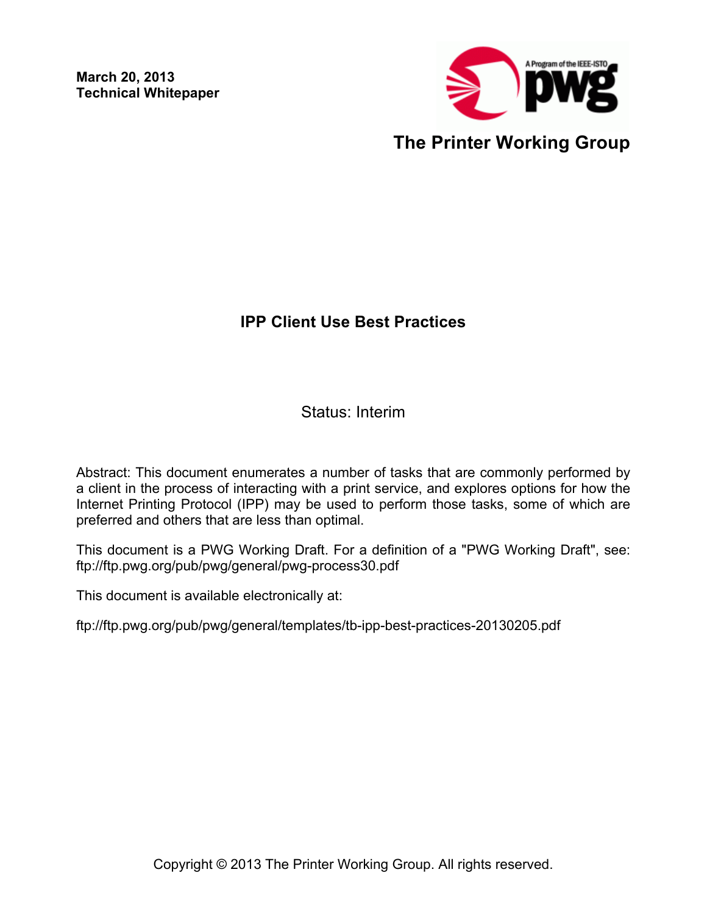**March 20, 2013**
**Technical Whitepaper**

The Printer Working Group

# IPP Client Use Best Practices

Status: Interim

Abstract: This document enumerates a number of tasks that are commonly performed by a client in the process of interacting with a print service, and explores options for how the Internet Printing Protocol (IPP) may be used to perform those tasks, some of which are preferred and others that are less than optimal.

This document is a PWG Working Draft. For a definition of a "PWG Working Draft", see: ftp://ftp.pwg.org/pub/pwg/general/pwg-process30.pdf

This document is available electronically at:

ftp://ftp.pwg.org/pub/pwg/general/templates/tb-ipp-best-practices-20130205.pdf

Copyright © 2013 The Printer Working Group. All rights reserved.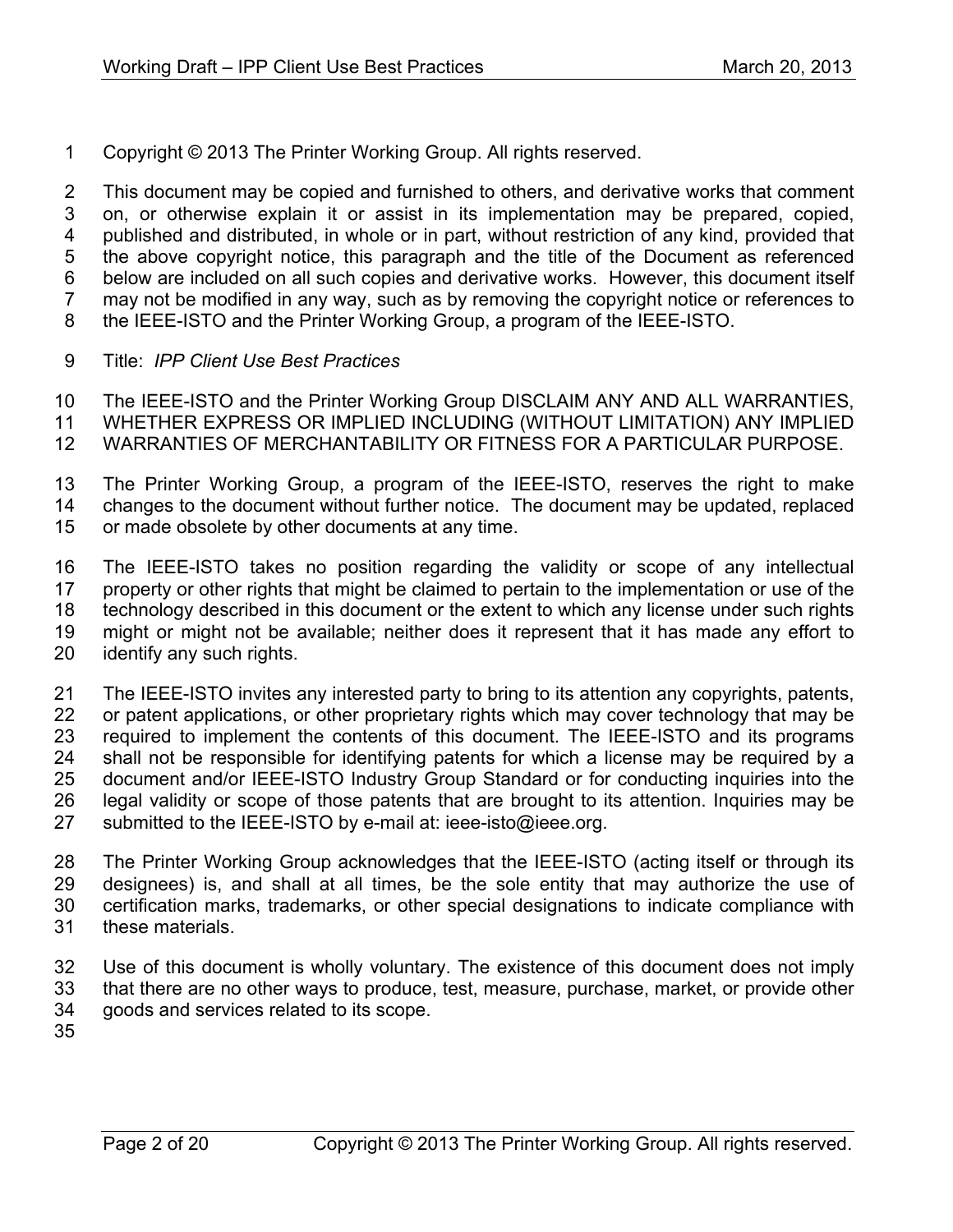Copyright © 2013 The Printer Working Group. All rights reserved.

This document may be copied and furnished to others, and derivative works that comment on, or otherwise explain it or assist in its implementation may be prepared, copied, published and distributed, in whole or in part, without restriction of any kind, provided that the above copyright notice, this paragraph and the title of the Document as referenced below are included on all such copies and derivative works. However, this document itself may not be modified in any way, such as by removing the copyright notice or references to the IEEE-ISTO and the Printer Working Group, a program of the IEEE-ISTO.

Title: *IPP Client Use Best Practices*

The IEEE-ISTO and the Printer Working Group DISCLAIM ANY AND ALL WARRANTIES, WHETHER EXPRESS OR IMPLIED INCLUDING (WITHOUT LIMITATION) ANY IMPLIED WARRANTIES OF MERCHANTABILITY OR FITNESS FOR A PARTICULAR PURPOSE.

The Printer Working Group, a program of the IEEE-ISTO, reserves the right to make changes to the document without further notice. The document may be updated, replaced or made obsolete by other documents at any time.

The IEEE-ISTO takes no position regarding the validity or scope of any intellectual property or other rights that might be claimed to pertain to the implementation or use of the technology described in this document or the extent to which any license under such rights might or might not be available; neither does it represent that it has made any effort to identify any such rights.

The IEEE-ISTO invites any interested party to bring to its attention any copyrights, patents, or patent applications, or other proprietary rights which may cover technology that may be required to implement the contents of this document. The IEEE-ISTO and its programs shall not be responsible for identifying patents for which a license may be required by a document and/or IEEE-ISTO Industry Group Standard or for conducting inquiries into the legal validity or scope of those patents that are brought to its attention. Inquiries may be submitted to the IEEE-ISTO by e-mail at: ieee-isto@ieee.org.

The Printer Working Group acknowledges that the IEEE-ISTO (acting itself or through its designees) is, and shall at all times, be the sole entity that may authorize the use of certification marks, trademarks, or other special designations to indicate compliance with these materials.

Use of this document is wholly voluntary. The existence of this document does not imply that there are no other ways to produce, test, measure, purchase, market, or provide other goods and services related to its scope.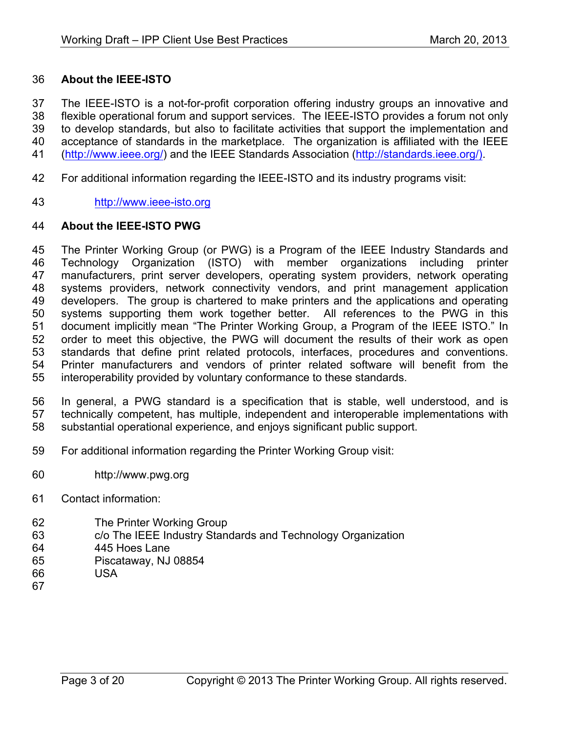## About the IEEE-ISTO

The IEEE-ISTO is a not-for-profit corporation offering industry groups an innovative and flexible operational forum and support services. The IEEE-ISTO provides a forum not only to develop standards, but also to facilitate activities that support the implementation and acceptance of standards in the marketplace. The organization is affiliated with the IEEE (http://www.ieee.org/) and the IEEE Standards Association (http://standards.ieee.org/).

For additional information regarding the IEEE-ISTO and its industry programs visit:

http://www.ieee-isto.org

## About the IEEE-ISTO PWG

The Printer Working Group (or PWG) is a Program of the IEEE Industry Standards and Technology Organization (ISTO) with member organizations including printer manufacturers, print server developers, operating system providers, network operating systems providers, network connectivity vendors, and print management application developers. The group is chartered to make printers and the applications and operating systems supporting them work together better. All references to the PWG in this document implicitly mean "The Printer Working Group, a Program of the IEEE ISTO." In order to meet this objective, the PWG will document the results of their work as open standards that define print related protocols, interfaces, procedures and conventions. Printer manufacturers and vendors of printer related software will benefit from the interoperability provided by voluntary conformance to these standards.

In general, a PWG standard is a specification that is stable, well understood, and is technically competent, has multiple, independent and interoperable implementations with substantial operational experience, and enjoys significant public support.

For additional information regarding the Printer Working Group visit:

http://www.pwg.org

Contact information:

The Printer Working Group
c/o The IEEE Industry Standards and Technology Organization
445 Hoes Lane
Piscataway, NJ 08854
USA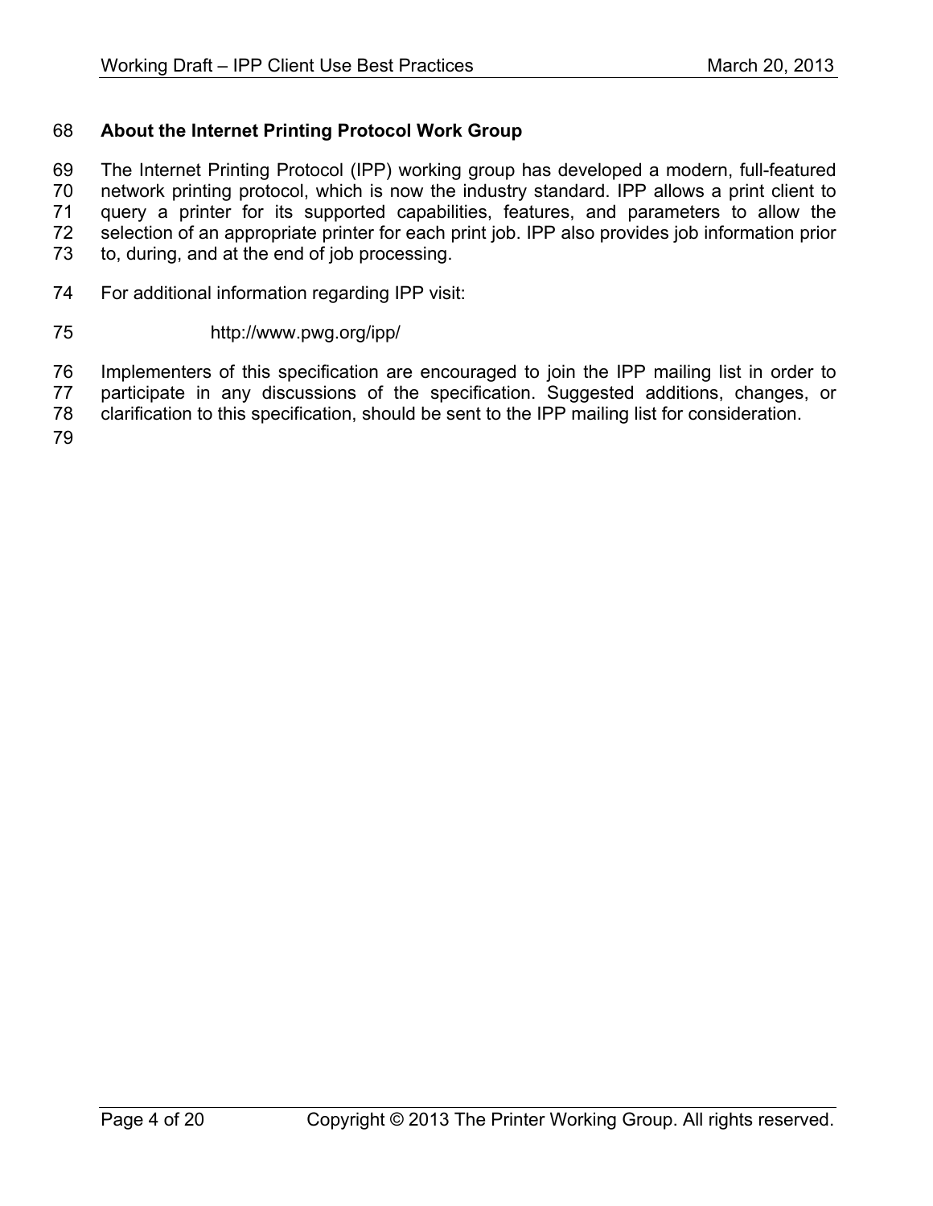## About the Internet Printing Protocol Work Group

The Internet Printing Protocol (IPP) working group has developed a modern, full-featured network printing protocol, which is now the industry standard. IPP allows a print client to query a printer for its supported capabilities, features, and parameters to allow the selection of an appropriate printer for each print job. IPP also provides job information prior to, during, and at the end of job processing.

For additional information regarding IPP visit:

http://www.pwg.org/ipp/

Implementers of this specification are encouraged to join the IPP mailing list in order to participate in any discussions of the specification. Suggested additions, changes, or clarification to this specification, should be sent to the IPP mailing list for consideration.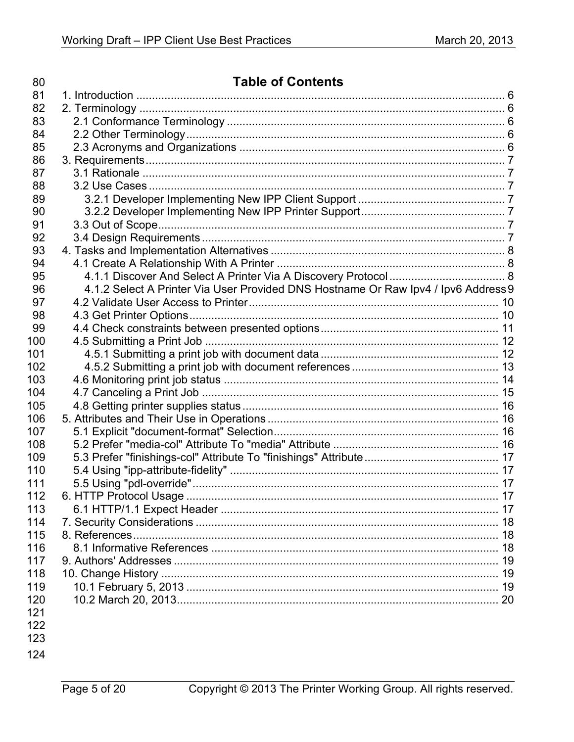# Table of Contents

1. Introduction ..................................................................................................................... 6
2. Terminology .................................................................................................................... 6
   2.1 Conformance Terminology ........................................................................................ 6
   2.2 Other Terminology ..................................................................................................... 6
   2.3 Acronyms and Organizations .................................................................................... 6
3. Requirements ................................................................................................................. 7
   3.1 Rationale .................................................................................................................. 7
   3.2 Use Cases ................................................................................................................ 7
      3.2.1 Developer Implementing New IPP Client Support ............................................... 7
      3.2.2 Developer Implementing New IPP Printer Support .............................................. 7
   3.3 Out of Scope .............................................................................................................. 7
   3.4 Design Requirements ................................................................................................ 7
4. Tasks and Implementation Alternatives .......................................................................... 8
   4.1 Create A Relationship With A Printer ........................................................................ 8
      4.1.1 Discover And Select A Printer Via A Discovery Protocol ..................................... 8
      4.1.2 Select A Printer Via User Provided DNS Hostname Or Raw Ipv4 / Ipv6 Address 9
   4.2 Validate User Access to Printer ................................................................................ 10
   4.3 Get Printer Options ................................................................................................... 10
   4.4 Check constraints between presented options ......................................................... 11
   4.5 Submitting a Print Job .............................................................................................. 12
      4.5.1 Submitting a print job with document data ........................................................ 12
      4.5.2 Submitting a print job with document references .............................................. 13
   4.6 Monitoring print job status ........................................................................................ 14
   4.7 Canceling a Print Job ............................................................................................... 15
   4.8 Getting printer supplies status .................................................................................. 16
5. Attributes and Their Use in Operations .......................................................................... 16
   5.1 Explicit "document-format" Selection ........................................................................ 16
   5.2 Prefer "media-col" Attribute To "media" Attribute ..................................................... 16
   5.3 Prefer "finishings-col" Attribute To "finishings" Attribute ........................................... 17
   5.4 Using "ipp-attribute-fidelity" ...................................................................................... 17
   5.5 Using "pdl-override" .................................................................................................. 17
6. HTTP Protocol Usage .................................................................................................... 17
   6.1 HTTP/1.1 Expect Header ......................................................................................... 17
7. Security Considerations ................................................................................................. 18
8. References ..................................................................................................................... 18
   8.1 Informative References ............................................................................................ 18
9. Authors' Addresses ........................................................................................................ 19
10. Change History ............................................................................................................ 19
   10.1 February 5, 2013 .................................................................................................... 19
   10.2 March 20, 2013 ....................................................................................................... 20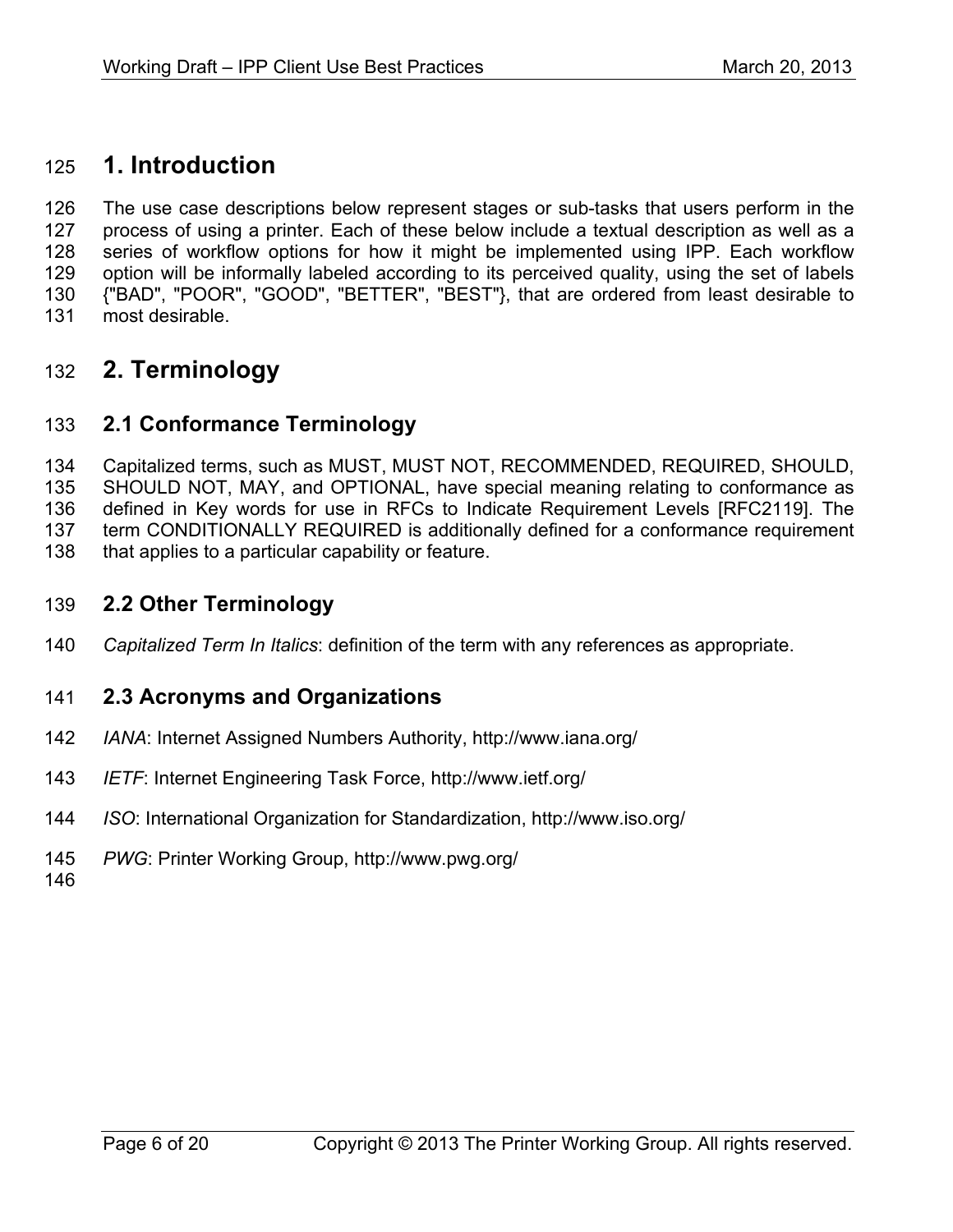# 1. Introduction

The use case descriptions below represent stages or sub-tasks that users perform in the process of using a printer. Each of these below include a textual description as well as a series of workflow options for how it might be implemented using IPP. Each workflow option will be informally labeled according to its perceived quality, using the set of labels {"BAD", "POOR", "GOOD", "BETTER", "BEST"}, that are ordered from least desirable to most desirable.

# 2. Terminology

## 2.1 Conformance Terminology

Capitalized terms, such as MUST, MUST NOT, RECOMMENDED, REQUIRED, SHOULD, SHOULD NOT, MAY, and OPTIONAL, have special meaning relating to conformance as defined in Key words for use in RFCs to Indicate Requirement Levels [RFC2119]. The term CONDITIONALLY REQUIRED is additionally defined for a conformance requirement that applies to a particular capability or feature.

## 2.2 Other Terminology

*Capitalized Term In Italics*: definition of the term with any references as appropriate.

## 2.3 Acronyms and Organizations

*IANA*: Internet Assigned Numbers Authority, http://www.iana.org/

*IETF*: Internet Engineering Task Force, http://www.ietf.org/

*ISO*: International Organization for Standardization, http://www.iso.org/

*PWG*: Printer Working Group, http://www.pwg.org/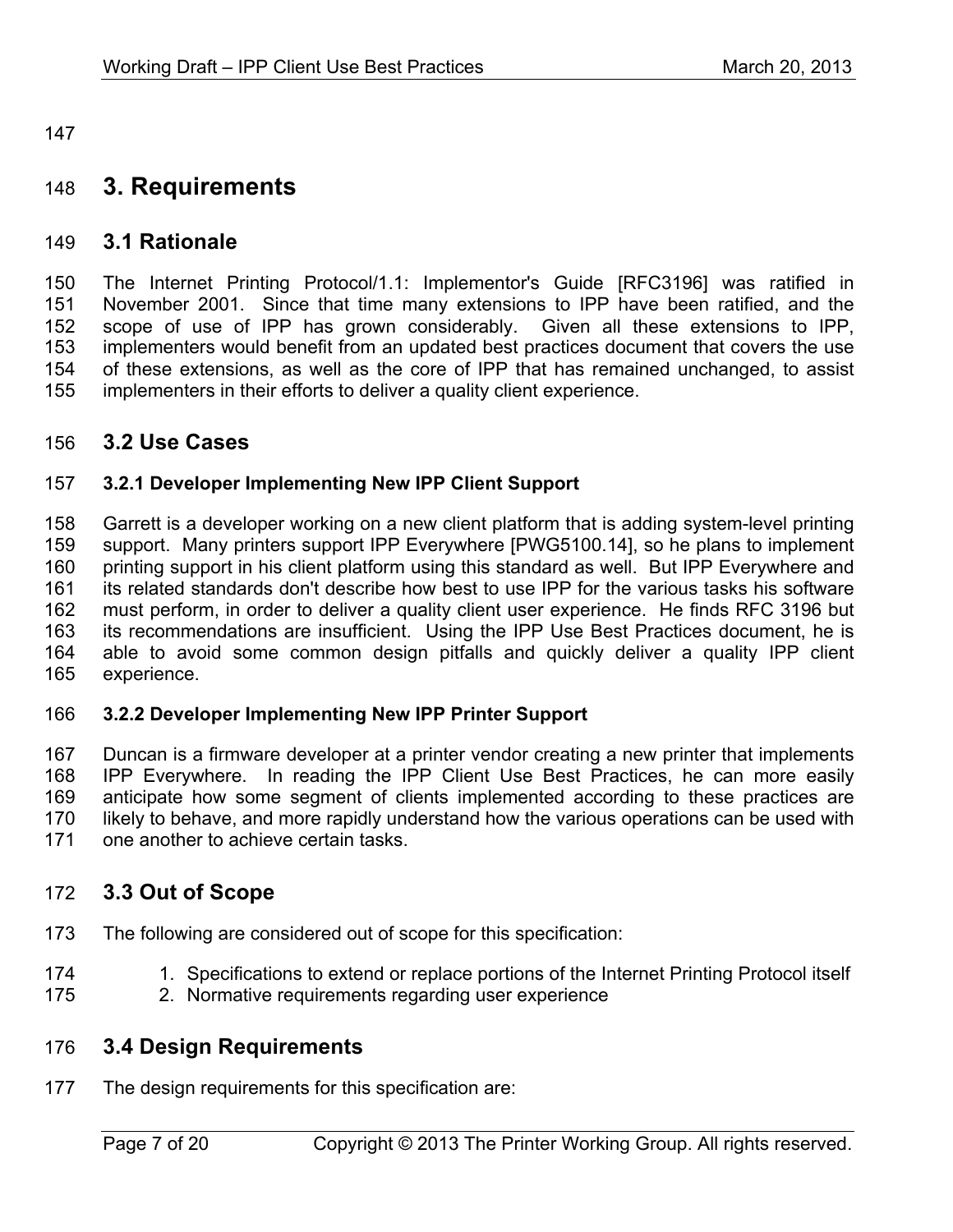# 3. Requirements

## 3.1 Rationale

The Internet Printing Protocol/1.1: Implementor's Guide [RFC3196] was ratified in November 2001. Since that time many extensions to IPP have been ratified, and the scope of use of IPP has grown considerably. Given all these extensions to IPP, implementers would benefit from an updated best practices document that covers the use of these extensions, as well as the core of IPP that has remained unchanged, to assist implementers in their efforts to deliver a quality client experience.

## 3.2 Use Cases

### 3.2.1 Developer Implementing New IPP Client Support

Garrett is a developer working on a new client platform that is adding system-level printing support. Many printers support IPP Everywhere [PWG5100.14], so he plans to implement printing support in his client platform using this standard as well. But IPP Everywhere and its related standards don't describe how best to use IPP for the various tasks his software must perform, in order to deliver a quality client user experience. He finds RFC 3196 but its recommendations are insufficient. Using the IPP Use Best Practices document, he is able to avoid some common design pitfalls and quickly deliver a quality IPP client experience.

### 3.2.2 Developer Implementing New IPP Printer Support

Duncan is a firmware developer at a printer vendor creating a new printer that implements IPP Everywhere. In reading the IPP Client Use Best Practices, he can more easily anticipate how some segment of clients implemented according to these practices are likely to behave, and more rapidly understand how the various operations can be used with one another to achieve certain tasks.

## 3.3 Out of Scope

The following are considered out of scope for this specification:

1. Specifications to extend or replace portions of the Internet Printing Protocol itself
2. Normative requirements regarding user experience

## 3.4 Design Requirements

The design requirements for this specification are: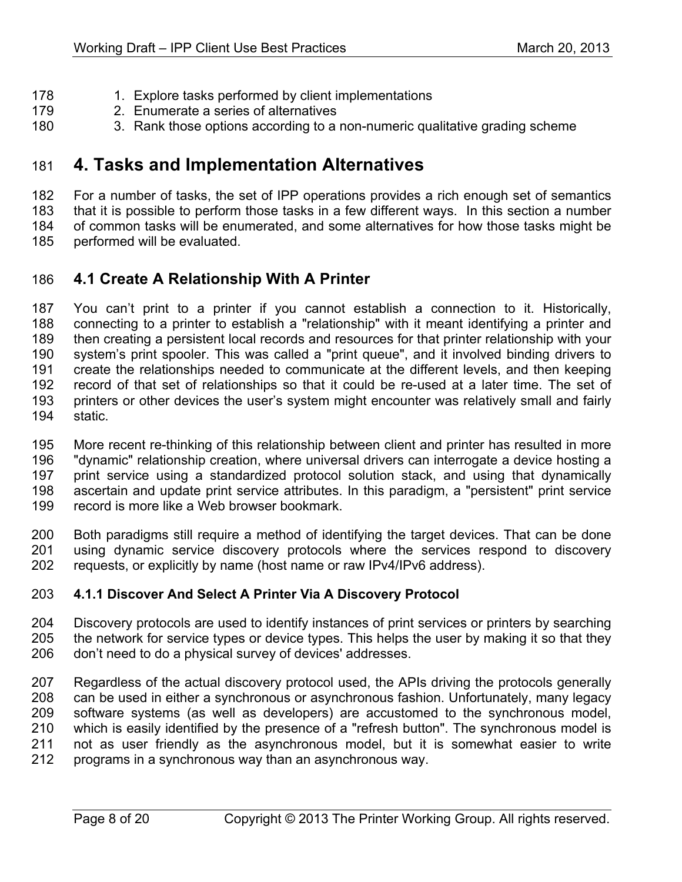1. Explore tasks performed by client implementations
2. Enumerate a series of alternatives
3. Rank those options according to a non-numeric qualitative grading scheme

# 4. Tasks and Implementation Alternatives

For a number of tasks, the set of IPP operations provides a rich enough set of semantics that it is possible to perform those tasks in a few different ways. In this section a number of common tasks will be enumerated, and some alternatives for how those tasks might be performed will be evaluated.

## 4.1 Create A Relationship With A Printer

You can't print to a printer if you cannot establish a connection to it. Historically, connecting to a printer to establish a "relationship" with it meant identifying a printer and then creating a persistent local records and resources for that printer relationship with your system's print spooler. This was called a "print queue", and it involved binding drivers to create the relationships needed to communicate at the different levels, and then keeping record of that set of relationships so that it could be re-used at a later time. The set of printers or other devices the user's system might encounter was relatively small and fairly static.

More recent re-thinking of this relationship between client and printer has resulted in more "dynamic" relationship creation, where universal drivers can interrogate a device hosting a print service using a standardized protocol solution stack, and using that dynamically ascertain and update print service attributes. In this paradigm, a "persistent" print service record is more like a Web browser bookmark.

Both paradigms still require a method of identifying the target devices. That can be done using dynamic service discovery protocols where the services respond to discovery requests, or explicitly by name (host name or raw IPv4/IPv6 address).

### 4.1.1 Discover And Select A Printer Via A Discovery Protocol

Discovery protocols are used to identify instances of print services or printers by searching the network for service types or device types. This helps the user by making it so that they don't need to do a physical survey of devices' addresses.

Regardless of the actual discovery protocol used, the APIs driving the protocols generally can be used in either a synchronous or asynchronous fashion. Unfortunately, many legacy software systems (as well as developers) are accustomed to the synchronous model, which is easily identified by the presence of a "refresh button". The synchronous model is not as user friendly as the asynchronous model, but it is somewhat easier to write programs in a synchronous way than an asynchronous way.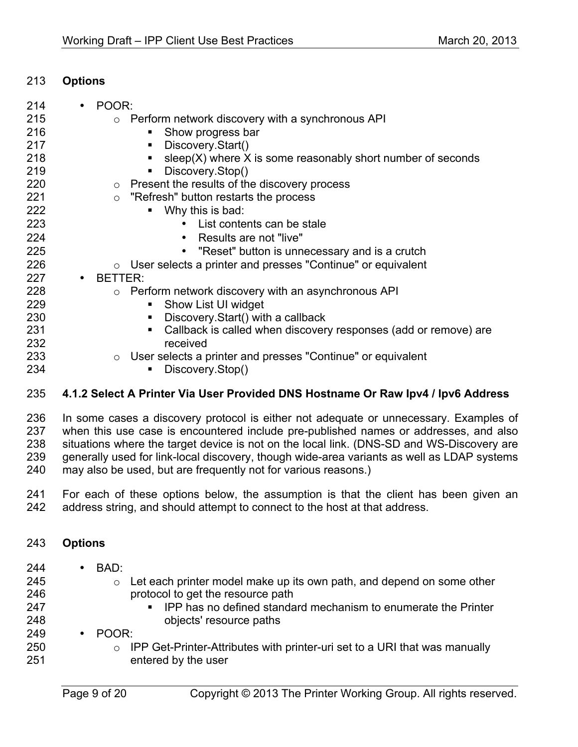**Options**

- POOR:
  - Perform network discovery with a synchronous API
    - Show progress bar
    - Discovery.Start()
    - sleep(X) where X is some reasonably short number of seconds
    - Discovery.Stop()
  - Present the results of the discovery process
  - "Refresh" button restarts the process
    - Why this is bad:
      - List contents can be stale
      - Results are not "live"
      - "Reset" button is unnecessary and is a crutch
  - User selects a printer and presses "Continue" or equivalent
- BETTER:
  - Perform network discovery with an asynchronous API
    - Show List UI widget
    - Discovery.Start() with a callback
    - Callback is called when discovery responses (add or remove) are received
  - User selects a printer and presses "Continue" or equivalent
    - Discovery.Stop()

### 4.1.2 Select A Printer Via User Provided DNS Hostname Or Raw Ipv4 / Ipv6 Address

In some cases a discovery protocol is either not adequate or unnecessary. Examples of when this use case is encountered include pre-published names or addresses, and also situations where the target device is not on the local link. (DNS-SD and WS-Discovery are generally used for link-local discovery, though wide-area variants as well as LDAP systems may also be used, but are frequently not for various reasons.)

For each of these options below, the assumption is that the client has been given an address string, and should attempt to connect to the host at that address.

**Options**

- BAD:
  - Let each printer model make up its own path, and depend on some other protocol to get the resource path
    - IPP has no defined standard mechanism to enumerate the Printer objects' resource paths
- POOR:
  - IPP Get-Printer-Attributes with printer-uri set to a URI that was manually entered by the user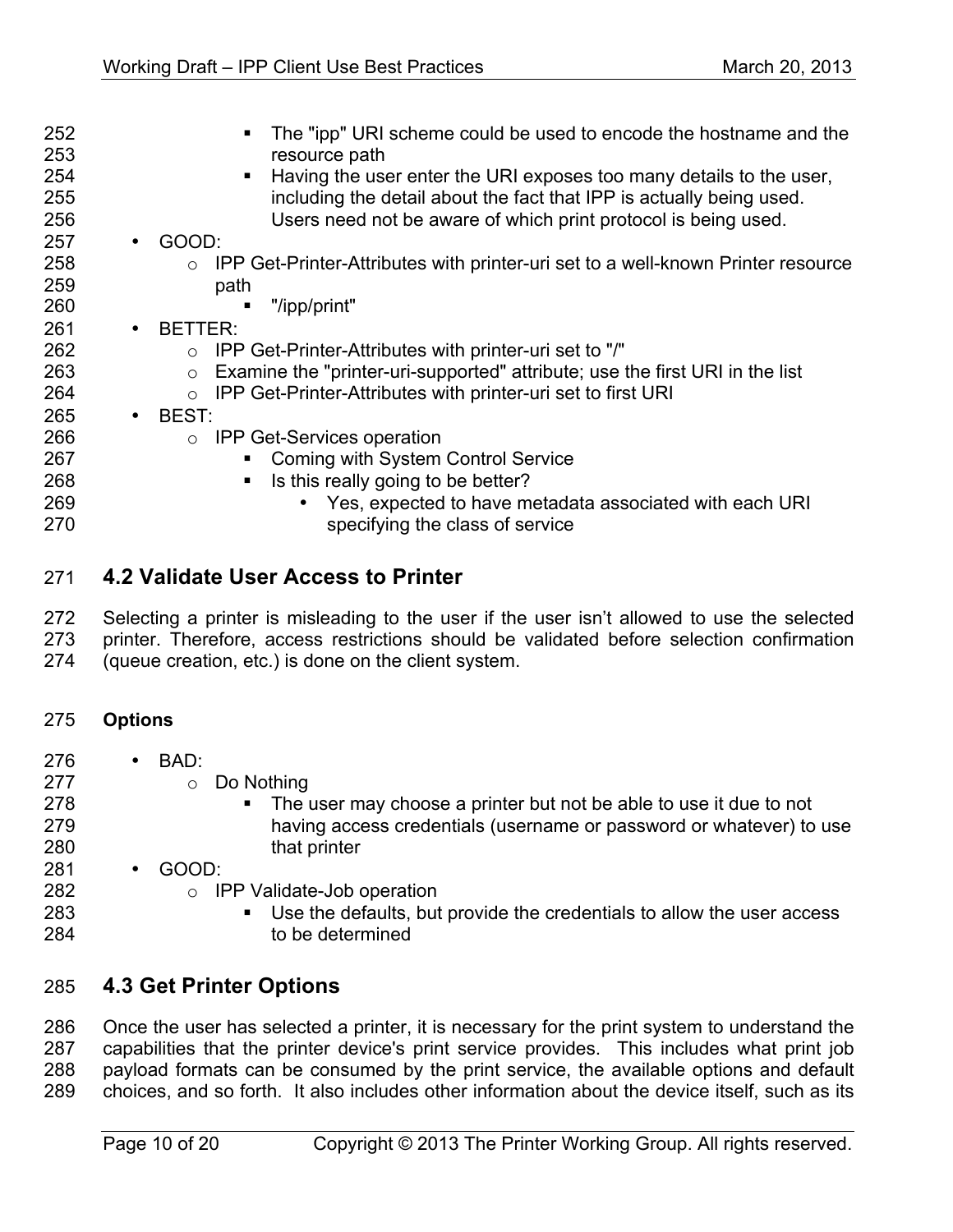- The "ipp" URI scheme could be used to encode the hostname and the resource path
        - Having the user enter the URI exposes too many details to the user, including the detail about the fact that IPP is actually being used. Users need not be aware of which print protocol is being used.
- GOOD:
    - IPP Get-Printer-Attributes with printer-uri set to a well-known Printer resource path
        - "/ipp/print"
- BETTER:
    - IPP Get-Printer-Attributes with printer-uri set to "/"
    - Examine the "printer-uri-supported" attribute; use the first URI in the list
    - IPP Get-Printer-Attributes with printer-uri set to first URI
- BEST:
    - IPP Get-Services operation
        - Coming with System Control Service
        - Is this really going to be better?
            - Yes, expected to have metadata associated with each URI specifying the class of service

## 4.2 Validate User Access to Printer

Selecting a printer is misleading to the user if the user isn't allowed to use the selected printer. Therefore, access restrictions should be validated before selection confirmation (queue creation, etc.) is done on the client system.

**Options**

- BAD:
    - Do Nothing
        - The user may choose a printer but not be able to use it due to not having access credentials (username or password or whatever) to use that printer
- GOOD:
    - IPP Validate-Job operation
        - Use the defaults, but provide the credentials to allow the user access to be determined

## 4.3 Get Printer Options

Once the user has selected a printer, it is necessary for the print system to understand the capabilities that the printer device's print service provides. This includes what print job payload formats can be consumed by the print service, the available options and default choices, and so forth. It also includes other information about the device itself, such as its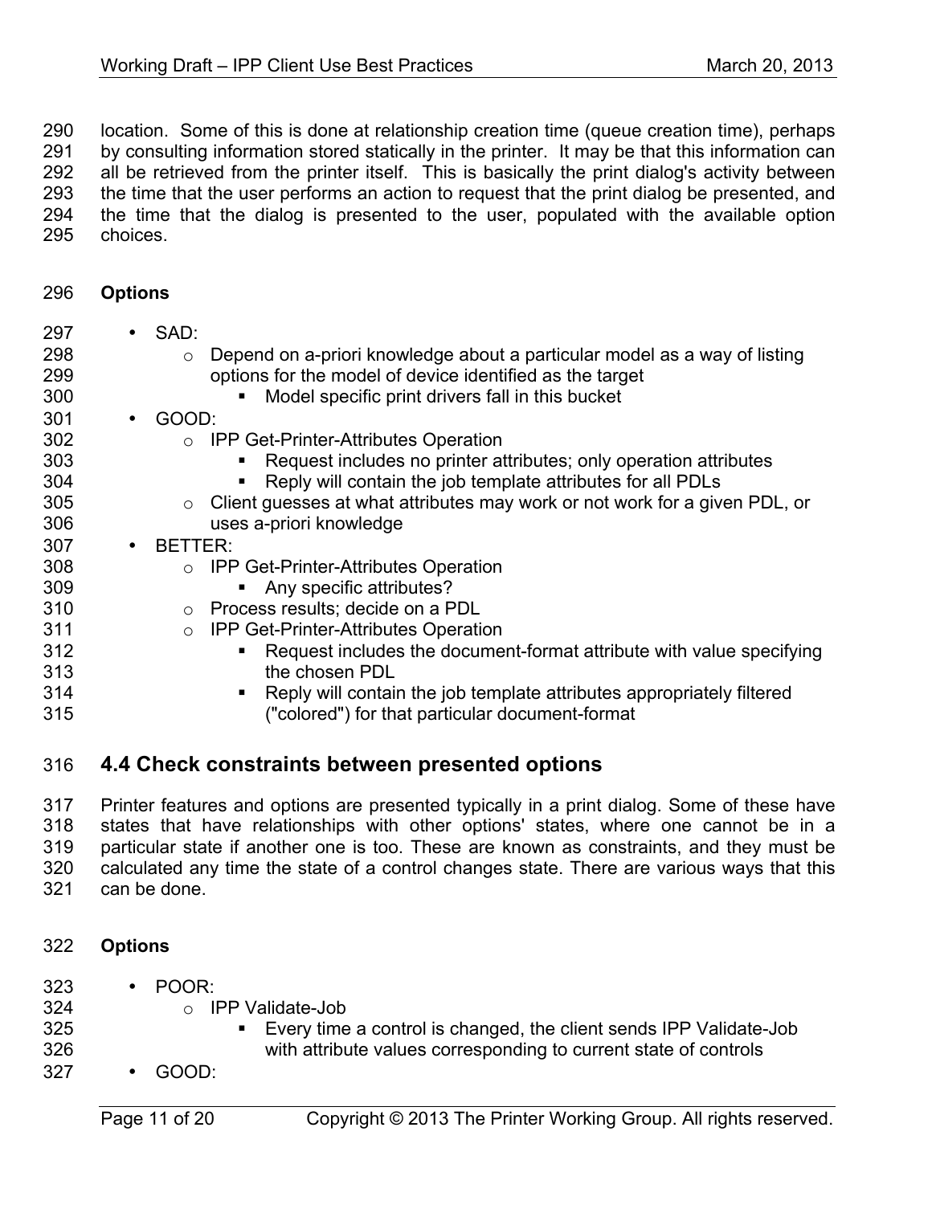location. Some of this is done at relationship creation time (queue creation time), perhaps by consulting information stored statically in the printer. It may be that this information can all be retrieved from the printer itself. This is basically the print dialog's activity between the time that the user performs an action to request that the print dialog be presented, and the time that the dialog is presented to the user, populated with the available option choices.

**Options**

- SAD:
  - Depend on a-priori knowledge about a particular model as a way of listing options for the model of device identified as the target
    - Model specific print drivers fall in this bucket
- GOOD:
  - IPP Get-Printer-Attributes Operation
    - Request includes no printer attributes; only operation attributes
    - Reply will contain the job template attributes for all PDLs
  - Client guesses at what attributes may work or not work for a given PDL, or uses a-priori knowledge
- BETTER:
  - IPP Get-Printer-Attributes Operation
    - Any specific attributes?
  - Process results; decide on a PDL
  - IPP Get-Printer-Attributes Operation
    - Request includes the document-format attribute with value specifying the chosen PDL
    - Reply will contain the job template attributes appropriately filtered ("colored") for that particular document-format

## 4.4 Check constraints between presented options

Printer features and options are presented typically in a print dialog. Some of these have states that have relationships with other options' states, where one cannot be in a particular state if another one is too. These are known as constraints, and they must be calculated any time the state of a control changes state. There are various ways that this can be done.

**Options**

- POOR:
  - IPP Validate-Job
    - Every time a control is changed, the client sends IPP Validate-Job with attribute values corresponding to current state of controls
- GOOD: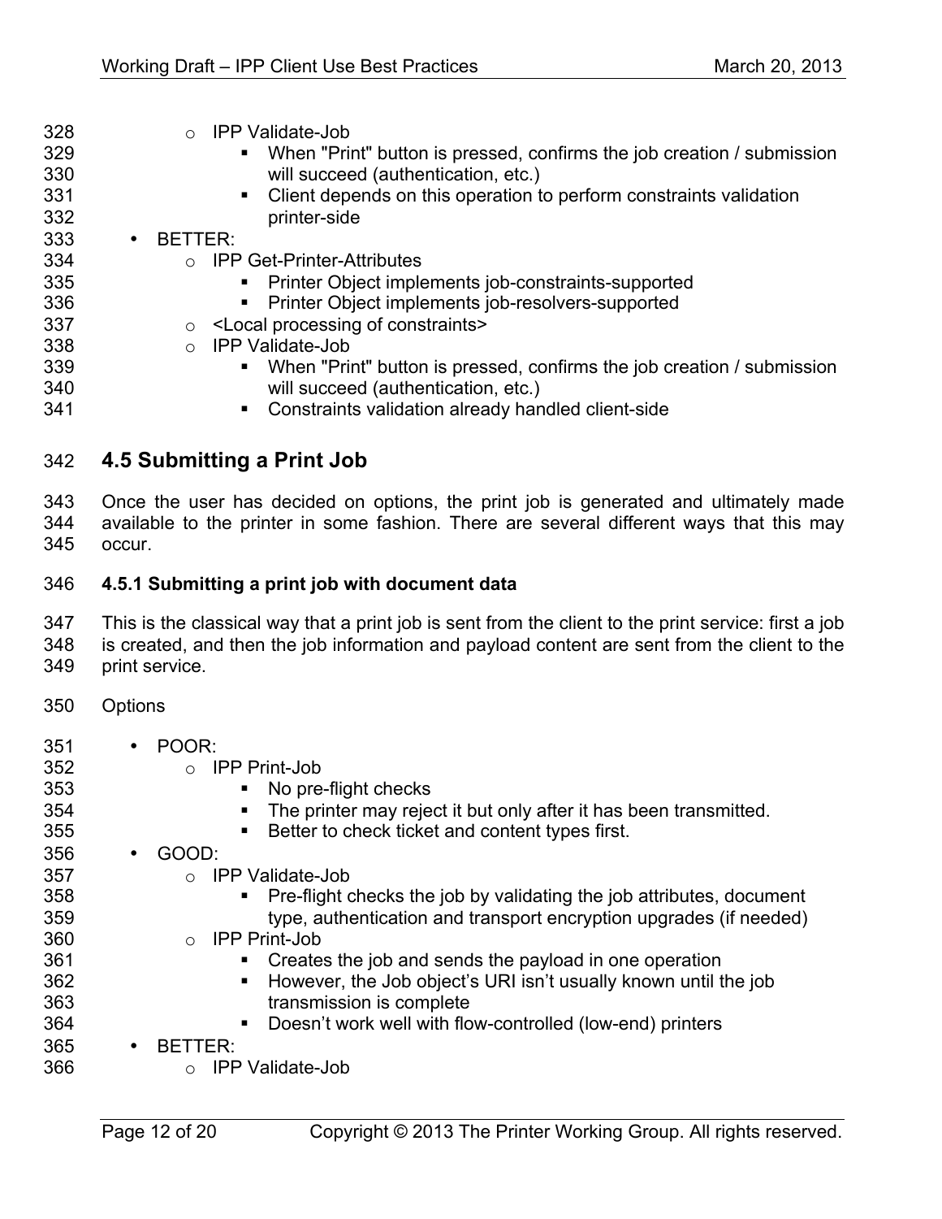- IPP Validate-Job
    - When "Print" button is pressed, confirms the job creation / submission will succeed (authentication, etc.)
    - Client depends on this operation to perform constraints validation printer-side
- BETTER:
  - IPP Get-Printer-Attributes
    - Printer Object implements job-constraints-supported
    - Printer Object implements job-resolvers-supported
  - <Local processing of constraints>
  - IPP Validate-Job
    - When "Print" button is pressed, confirms the job creation / submission will succeed (authentication, etc.)
    - Constraints validation already handled client-side

## 4.5 Submitting a Print Job

Once the user has decided on options, the print job is generated and ultimately made available to the printer in some fashion. There are several different ways that this may occur.

### 4.5.1 Submitting a print job with document data

This is the classical way that a print job is sent from the client to the print service: first a job is created, and then the job information and payload content are sent from the client to the print service.

Options

- POOR:
  - IPP Print-Job
    - No pre-flight checks
    - The printer may reject it but only after it has been transmitted.
    - Better to check ticket and content types first.
- GOOD:
  - IPP Validate-Job
    - Pre-flight checks the job by validating the job attributes, document type, authentication and transport encryption upgrades (if needed)
  - IPP Print-Job
    - Creates the job and sends the payload in one operation
    - However, the Job object's URI isn't usually known until the job transmission is complete
    - Doesn't work well with flow-controlled (low-end) printers
- BETTER:
  - IPP Validate-Job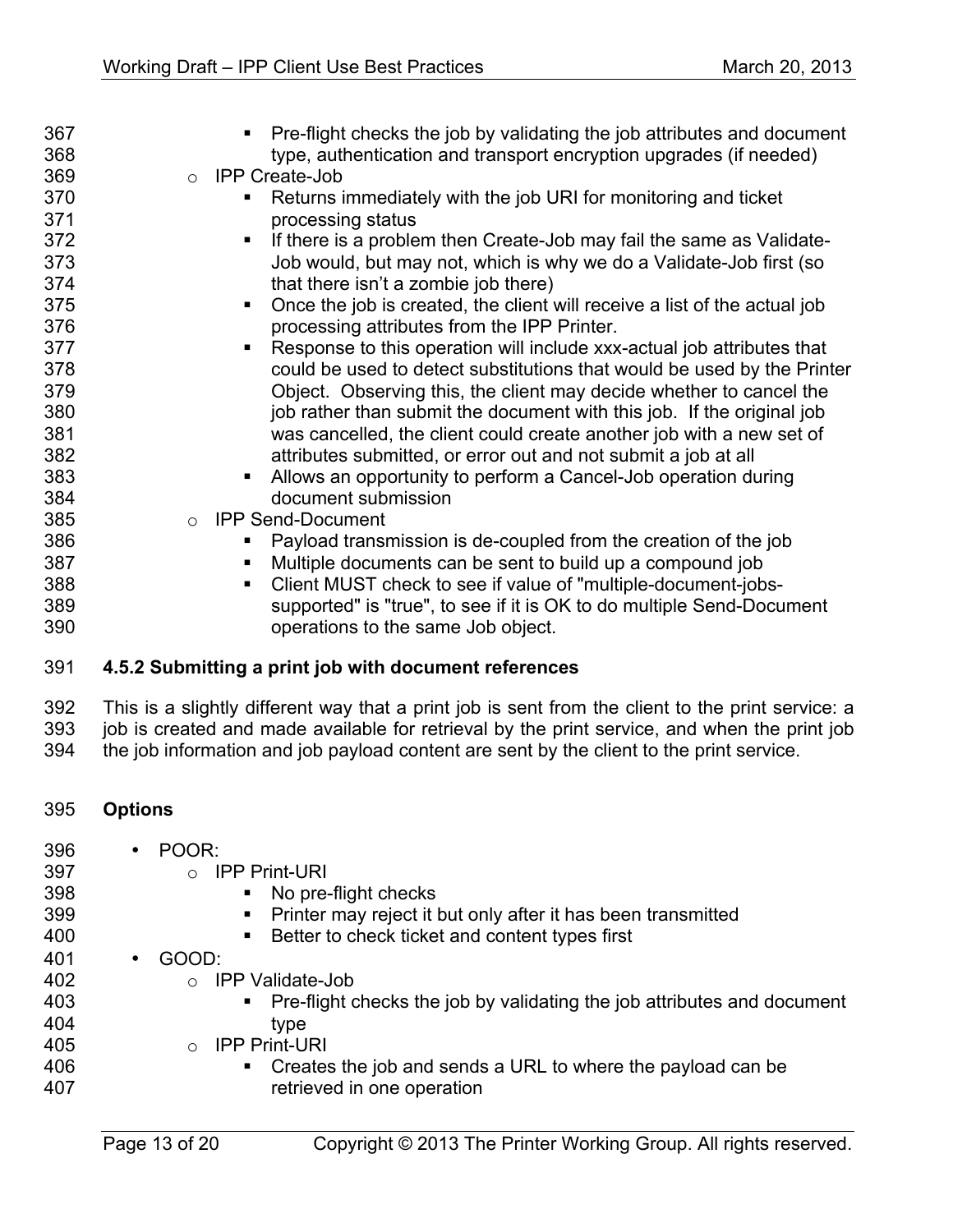- Pre-flight checks the job by validating the job attributes and document type, authentication and transport encryption upgrades (if needed)
    - IPP Create-Job
        - Returns immediately with the job URI for monitoring and ticket processing status
        - If there is a problem then Create-Job may fail the same as Validate-Job would, but may not, which is why we do a Validate-Job first (so that there isn't a zombie job there)
        - Once the job is created, the client will receive a list of the actual job processing attributes from the IPP Printer.
        - Response to this operation will include xxx-actual job attributes that could be used to detect substitutions that would be used by the Printer Object. Observing this, the client may decide whether to cancel the job rather than submit the document with this job. If the original job was cancelled, the client could create another job with a new set of attributes submitted, or error out and not submit a job at all
        - Allows an opportunity to perform a Cancel-Job operation during document submission
    - IPP Send-Document
        - Payload transmission is de-coupled from the creation of the job
        - Multiple documents can be sent to build up a compound job
        - Client MUST check to see if value of "multiple-document-jobs-supported" is "true", to see if it is OK to do multiple Send-Document operations to the same Job object.

### 4.5.2 Submitting a print job with document references

This is a slightly different way that a print job is sent from the client to the print service: a job is created and made available for retrieval by the print service, and when the print job the job information and job payload content are sent by the client to the print service.

**Options**

- POOR:
    - IPP Print-URI
        - No pre-flight checks
        - Printer may reject it but only after it has been transmitted
        - Better to check ticket and content types first
- GOOD:
    - IPP Validate-Job
        - Pre-flight checks the job by validating the job attributes and document type
    - IPP Print-URI
        - Creates the job and sends a URL to where the payload can be retrieved in one operation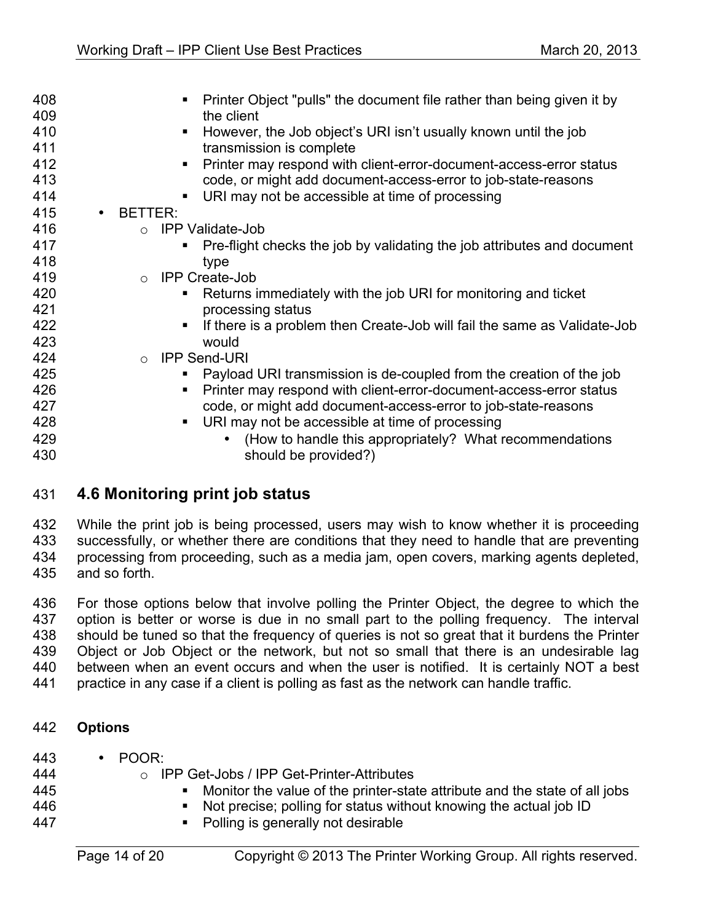- Printer Object "pulls" the document file rather than being given it by the client
        - However, the Job object's URI isn't usually known until the job transmission is complete
        - Printer may respond with client-error-document-access-error status code, or might add document-access-error to job-state-reasons
        - URI may not be accessible at time of processing
- BETTER:
    - IPP Validate-Job
        - Pre-flight checks the job by validating the job attributes and document type
    - IPP Create-Job
        - Returns immediately with the job URI for monitoring and ticket processing status
        - If there is a problem then Create-Job will fail the same as Validate-Job would
    - IPP Send-URI
        - Payload URI transmission is de-coupled from the creation of the job
        - Printer may respond with client-error-document-access-error status code, or might add document-access-error to job-state-reasons
        - URI may not be accessible at time of processing
            - (How to handle this appropriately? What recommendations should be provided?)

## 4.6 Monitoring print job status

While the print job is being processed, users may wish to know whether it is proceeding successfully, or whether there are conditions that they need to handle that are preventing processing from proceeding, such as a media jam, open covers, marking agents depleted, and so forth.

For those options below that involve polling the Printer Object, the degree to which the option is better or worse is due in no small part to the polling frequency. The interval should be tuned so that the frequency of queries is not so great that it burdens the Printer Object or Job Object or the network, but not so small that there is an undesirable lag between when an event occurs and when the user is notified. It is certainly NOT a best practice in any case if a client is polling as fast as the network can handle traffic.

**Options**

- POOR:
    - IPP Get-Jobs / IPP Get-Printer-Attributes
        - Monitor the value of the printer-state attribute and the state of all jobs
        - Not precise; polling for status without knowing the actual job ID
        - Polling is generally not desirable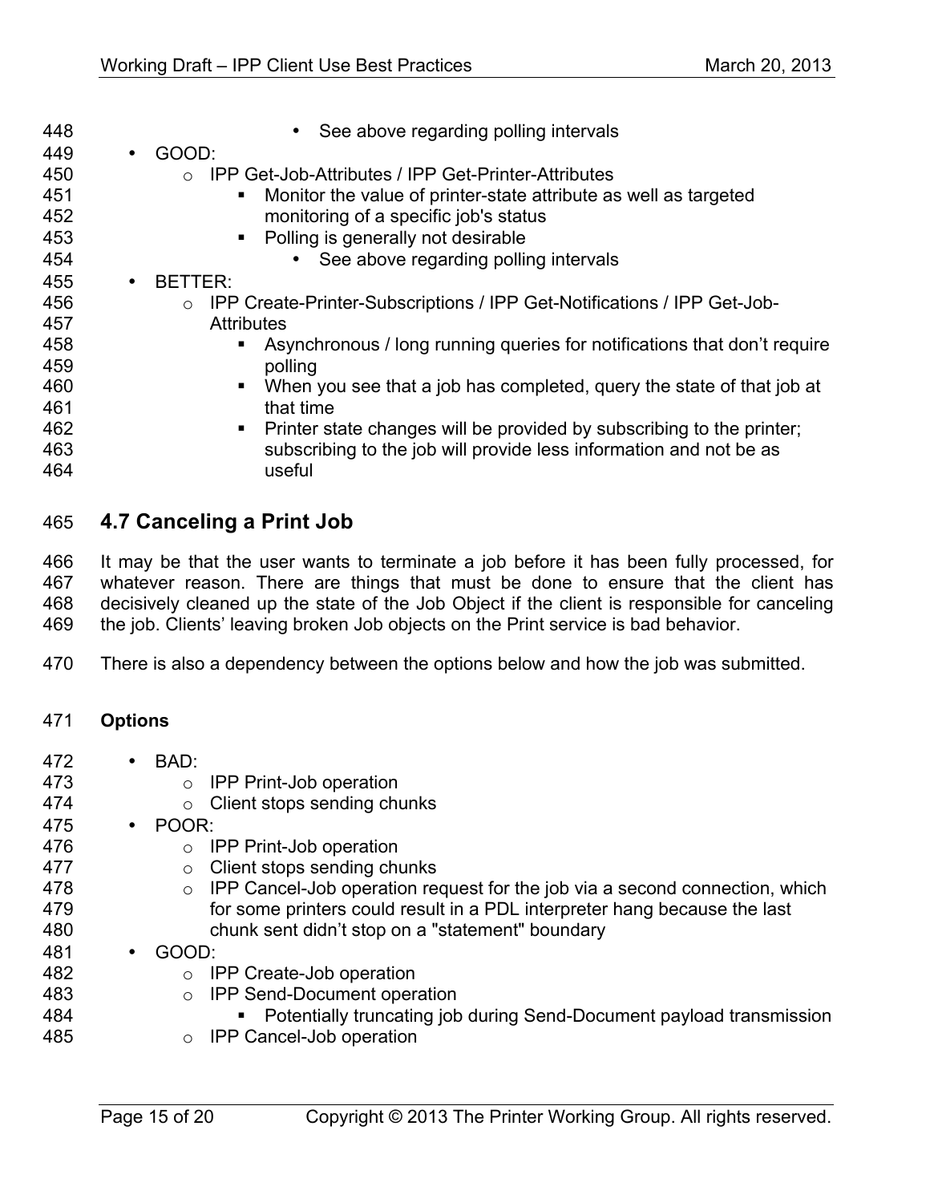- See above regarding polling intervals
- GOOD:
    - IPP Get-Job-Attributes / IPP Get-Printer-Attributes
        - Monitor the value of printer-state attribute as well as targeted monitoring of a specific job's status
        - Polling is generally not desirable
            - See above regarding polling intervals
- BETTER:
    - IPP Create-Printer-Subscriptions / IPP Get-Notifications / IPP Get-Job-Attributes
        - Asynchronous / long running queries for notifications that don't require polling
        - When you see that a job has completed, query the state of that job at that time
        - Printer state changes will be provided by subscribing to the printer; subscribing to the job will provide less information and not be as useful

## 4.7 Canceling a Print Job

It may be that the user wants to terminate a job before it has been fully processed, for whatever reason. There are things that must be done to ensure that the client has decisively cleaned up the state of the Job Object if the client is responsible for canceling the job. Clients' leaving broken Job objects on the Print service is bad behavior.

There is also a dependency between the options below and how the job was submitted.

**Options**

- BAD:
    - IPP Print-Job operation
    - Client stops sending chunks
- POOR:
    - IPP Print-Job operation
    - Client stops sending chunks
    - IPP Cancel-Job operation request for the job via a second connection, which for some printers could result in a PDL interpreter hang because the last chunk sent didn't stop on a "statement" boundary
- GOOD:
    - IPP Create-Job operation
    - IPP Send-Document operation
        - Potentially truncating job during Send-Document payload transmission
    - IPP Cancel-Job operation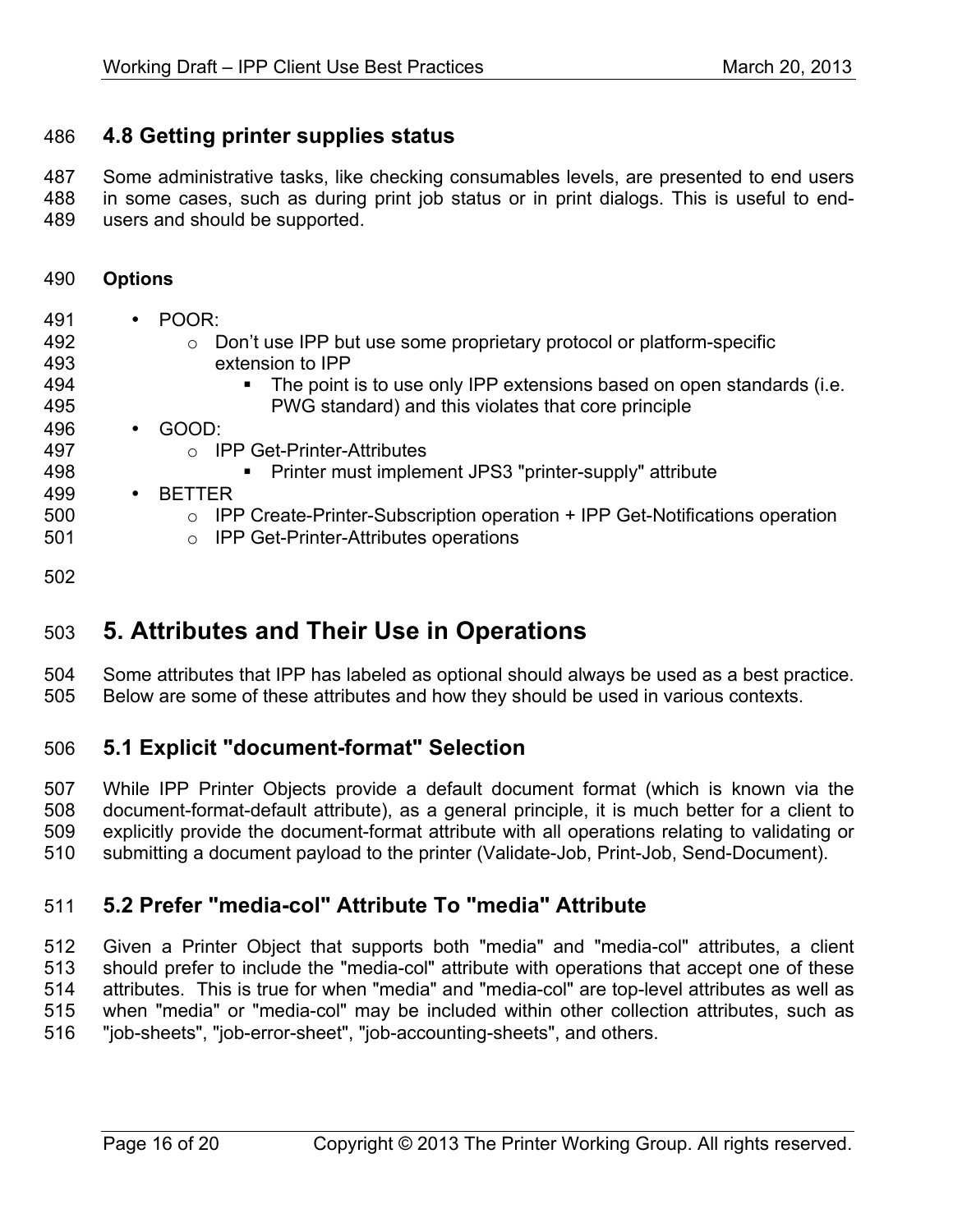### 4.8 Getting printer supplies status

Some administrative tasks, like checking consumables levels, are presented to end users in some cases, such as during print job status or in print dialogs. This is useful to end-users and should be supported.

**Options**

- POOR:
  - Don't use IPP but use some proprietary protocol or platform-specific extension to IPP
    - The point is to use only IPP extensions based on open standards (i.e. PWG standard) and this violates that core principle
- GOOD:
  - IPP Get-Printer-Attributes
    - Printer must implement JPS3 "printer-supply" attribute
- BETTER
  - IPP Create-Printer-Subscription operation + IPP Get-Notifications operation
  - IPP Get-Printer-Attributes operations

## 5. Attributes and Their Use in Operations

Some attributes that IPP has labeled as optional should always be used as a best practice. Below are some of these attributes and how they should be used in various contexts.

### 5.1 Explicit "document-format" Selection

While IPP Printer Objects provide a default document format (which is known via the document-format-default attribute), as a general principle, it is much better for a client to explicitly provide the document-format attribute with all operations relating to validating or submitting a document payload to the printer (Validate-Job, Print-Job, Send-Document).

### 5.2 Prefer "media-col" Attribute To "media" Attribute

Given a Printer Object that supports both "media" and "media-col" attributes, a client should prefer to include the "media-col" attribute with operations that accept one of these attributes. This is true for when "media" and "media-col" are top-level attributes as well as when "media" or "media-col" may be included within other collection attributes, such as "job-sheets", "job-error-sheet", "job-accounting-sheets", and others.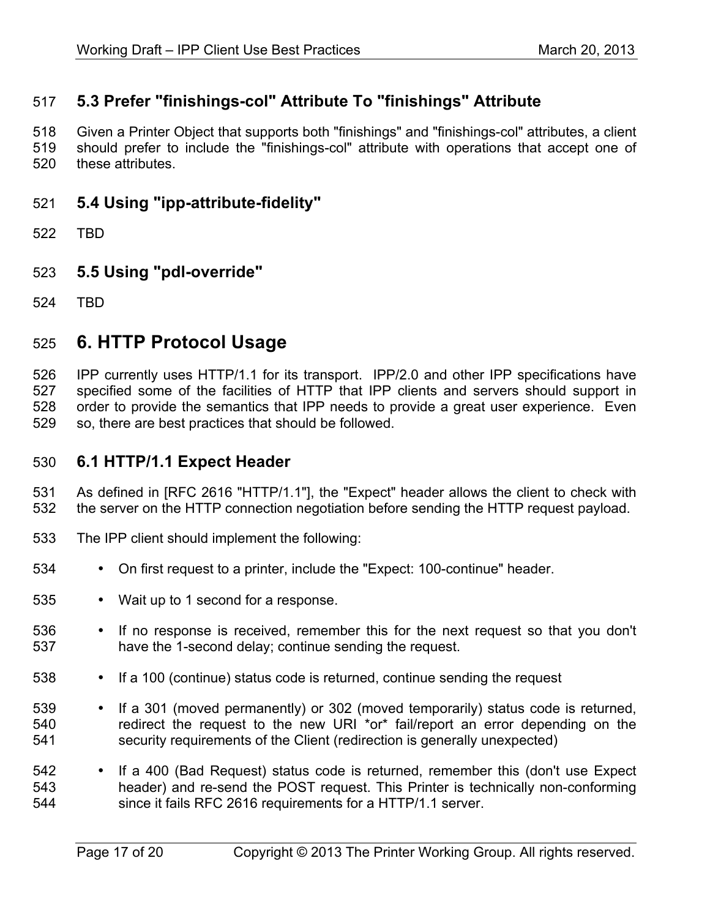## 5.3 Prefer "finishings-col" Attribute To "finishings" Attribute

Given a Printer Object that supports both "finishings" and "finishings-col" attributes, a client should prefer to include the "finishings-col" attribute with operations that accept one of these attributes.

## 5.4 Using "ipp-attribute-fidelity"

TBD

## 5.5 Using "pdl-override"

TBD

# 6. HTTP Protocol Usage

IPP currently uses HTTP/1.1 for its transport. IPP/2.0 and other IPP specifications have specified some of the facilities of HTTP that IPP clients and servers should support in order to provide the semantics that IPP needs to provide a great user experience. Even so, there are best practices that should be followed.

## 6.1 HTTP/1.1 Expect Header

As defined in [RFC 2616 "HTTP/1.1"], the "Expect" header allows the client to check with the server on the HTTP connection negotiation before sending the HTTP request payload.

The IPP client should implement the following:

- On first request to a printer, include the "Expect: 100-continue" header.
- Wait up to 1 second for a response.
- If no response is received, remember this for the next request so that you don't have the 1-second delay; continue sending the request.
- If a 100 (continue) status code is returned, continue sending the request
- If a 301 (moved permanently) or 302 (moved temporarily) status code is returned, redirect the request to the new URI *or* fail/report an error depending on the security requirements of the Client (redirection is generally unexpected)
- If a 400 (Bad Request) status code is returned, remember this (don't use Expect header) and re-send the POST request. This Printer is technically non-conforming since it fails RFC 2616 requirements for a HTTP/1.1 server.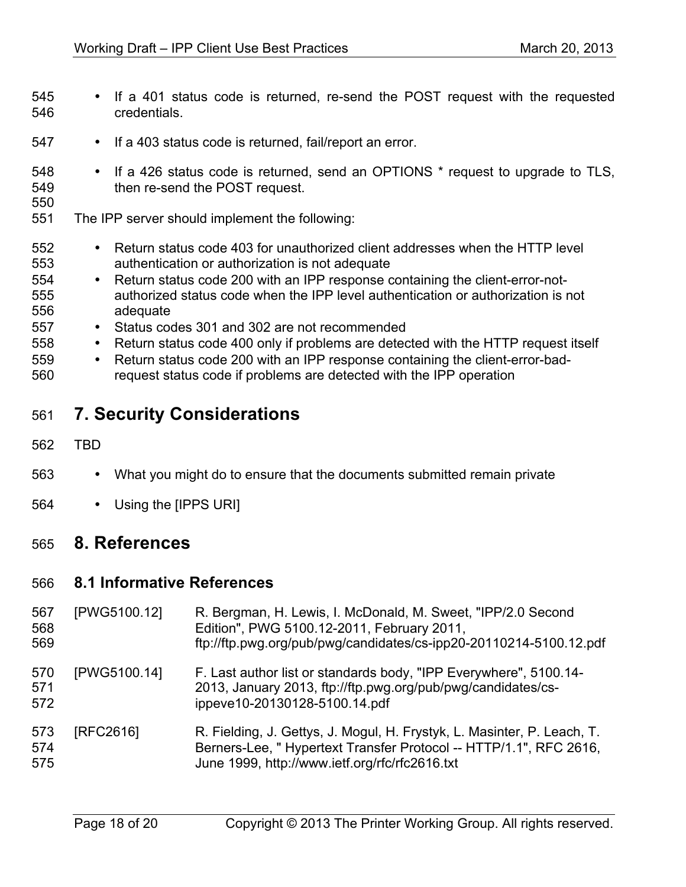- If a 401 status code is returned, re-send the POST request with the requested credentials.

- If a 403 status code is returned, fail/report an error.

- If a 426 status code is returned, send an OPTIONS * request to upgrade to TLS, then re-send the POST request.

The IPP server should implement the following:

- Return status code 403 for unauthorized client addresses when the HTTP level authentication or authorization is not adequate
- Return status code 200 with an IPP response containing the client-error-not-authorized status code when the IPP level authentication or authorization is not adequate
- Status codes 301 and 302 are not recommended
- Return status code 400 only if problems are detected with the HTTP request itself
- Return status code 200 with an IPP response containing the client-error-bad-request status code if problems are detected with the IPP operation

# 7. Security Considerations

TBD

- What you might do to ensure that the documents submitted remain private

- Using the [IPPS URI]

# 8. References

## 8.1 Informative References

[PWG5100.12] R. Bergman, H. Lewis, I. McDonald, M. Sweet, "IPP/2.0 Second Edition", PWG 5100.12-2011, February 2011, ftp://ftp.pwg.org/pub/pwg/candidates/cs-ipp20-20110214-5100.12.pdf

[PWG5100.14] F. Last author list or standards body, "IPP Everywhere", 5100.14-2013, January 2013, ftp://ftp.pwg.org/pub/pwg/candidates/cs-ippeve10-20130128-5100.14.pdf

[RFC2616] R. Fielding, J. Gettys, J. Mogul, H. Frystyk, L. Masinter, P. Leach, T. Berners-Lee, " Hypertext Transfer Protocol -- HTTP/1.1", RFC 2616, June 1999, http://www.ietf.org/rfc/rfc2616.txt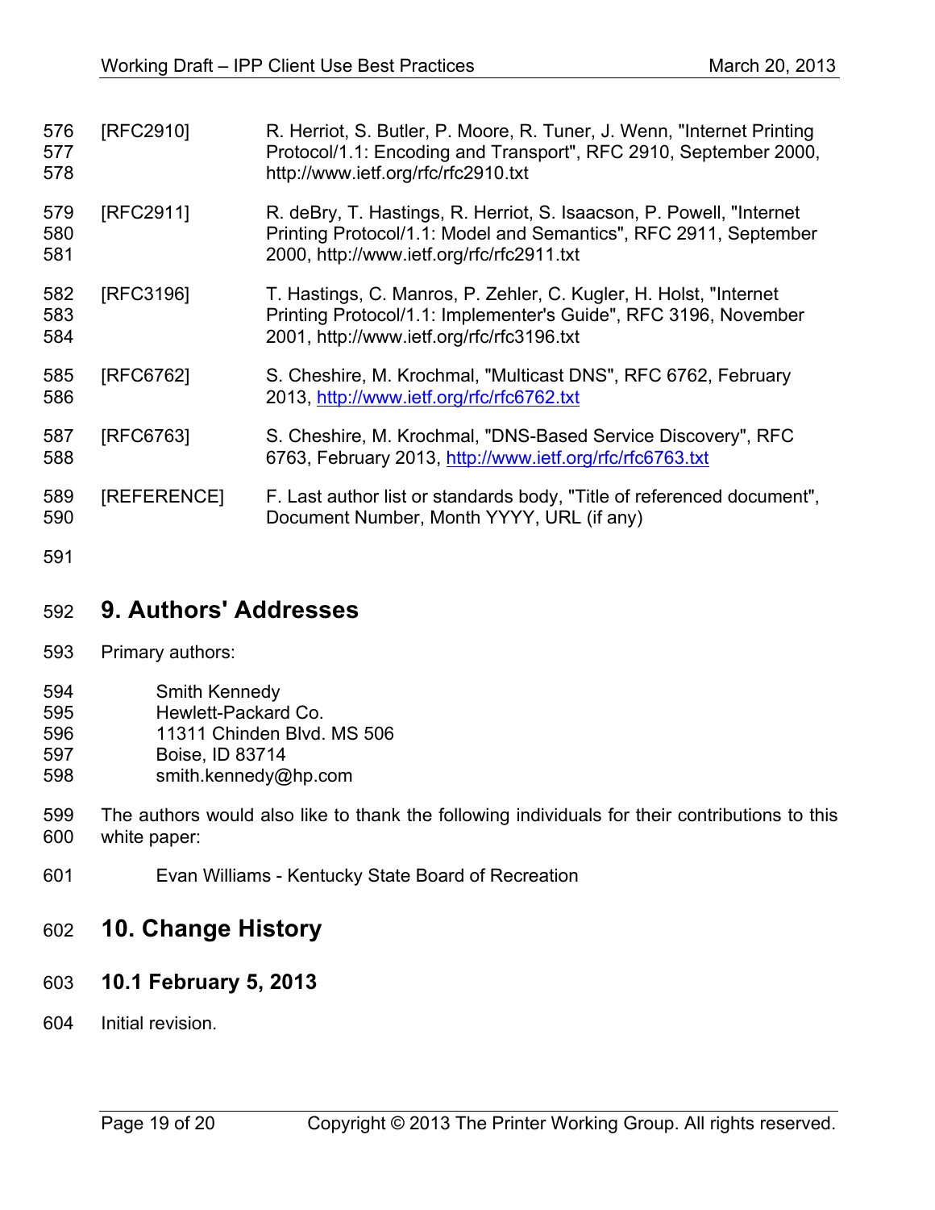[RFC2910] R. Herriot, S. Butler, P. Moore, R. Tuner, J. Wenn, "Internet Printing Protocol/1.1: Encoding and Transport", RFC 2910, September 2000, http://www.ietf.org/rfc/rfc2910.txt

[RFC2911] R. deBry, T. Hastings, R. Herriot, S. Isaacson, P. Powell, "Internet Printing Protocol/1.1: Model and Semantics", RFC 2911, September 2000, http://www.ietf.org/rfc/rfc2911.txt

[RFC3196] T. Hastings, C. Manros, P. Zehler, C. Kugler, H. Holst, "Internet Printing Protocol/1.1: Implementer's Guide", RFC 3196, November 2001, http://www.ietf.org/rfc/rfc3196.txt

[RFC6762] S. Cheshire, M. Krochmal, "Multicast DNS", RFC 6762, February 2013, http://www.ietf.org/rfc/rfc6762.txt

[RFC6763] S. Cheshire, M. Krochmal, "DNS-Based Service Discovery", RFC 6763, February 2013, http://www.ietf.org/rfc/rfc6763.txt

[REFERENCE] F. Last author list or standards body, "Title of referenced document", Document Number, Month YYYY, URL (if any)

# 9. Authors' Addresses

Primary authors:

Smith Kennedy
Hewlett-Packard Co.
11311 Chinden Blvd. MS 506
Boise, ID 83714
smith.kennedy@hp.com

The authors would also like to thank the following individuals for their contributions to this white paper:

Evan Williams - Kentucky State Board of Recreation

# 10. Change History

## 10.1 February 5, 2013

Initial revision.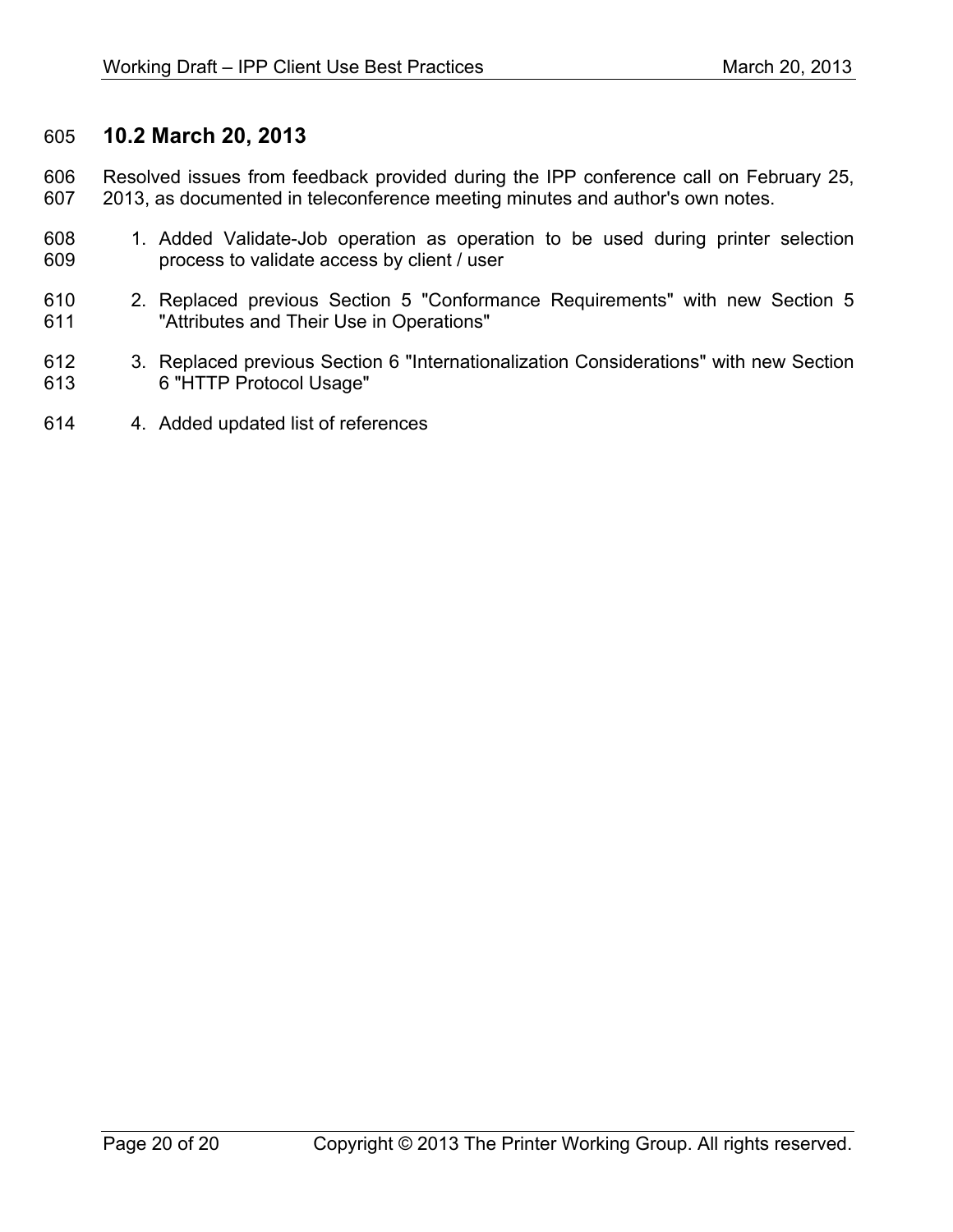## 10.2 March 20, 2013

Resolved issues from feedback provided during the IPP conference call on February 25, 2013, as documented in teleconference meeting minutes and author's own notes.

1. Added Validate-Job operation as operation to be used during printer selection process to validate access by client / user
2. Replaced previous Section 5 "Conformance Requirements" with new Section 5 "Attributes and Their Use in Operations"
3. Replaced previous Section 6 "Internationalization Considerations" with new Section 6 "HTTP Protocol Usage"
4. Added updated list of references